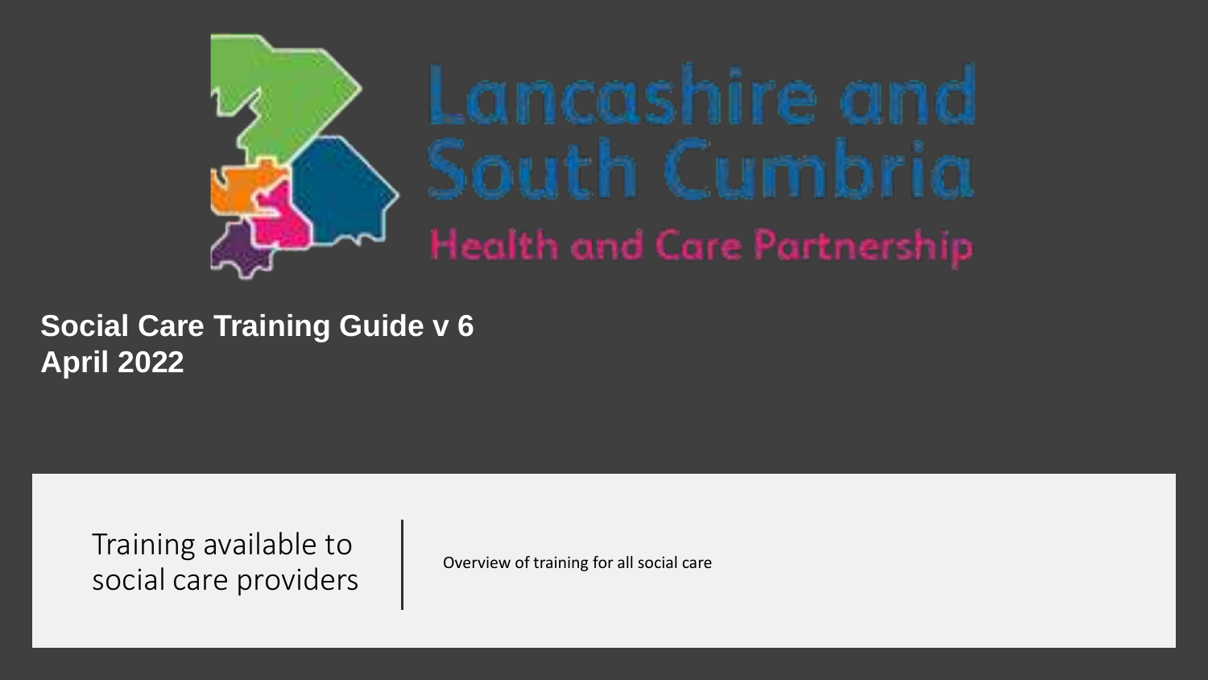Lancashire and South Cumbria

Health and Care Partnership

# Social Care Training Guide v 6
# April 2022

## Training available to social care providers

Overview of training for all social care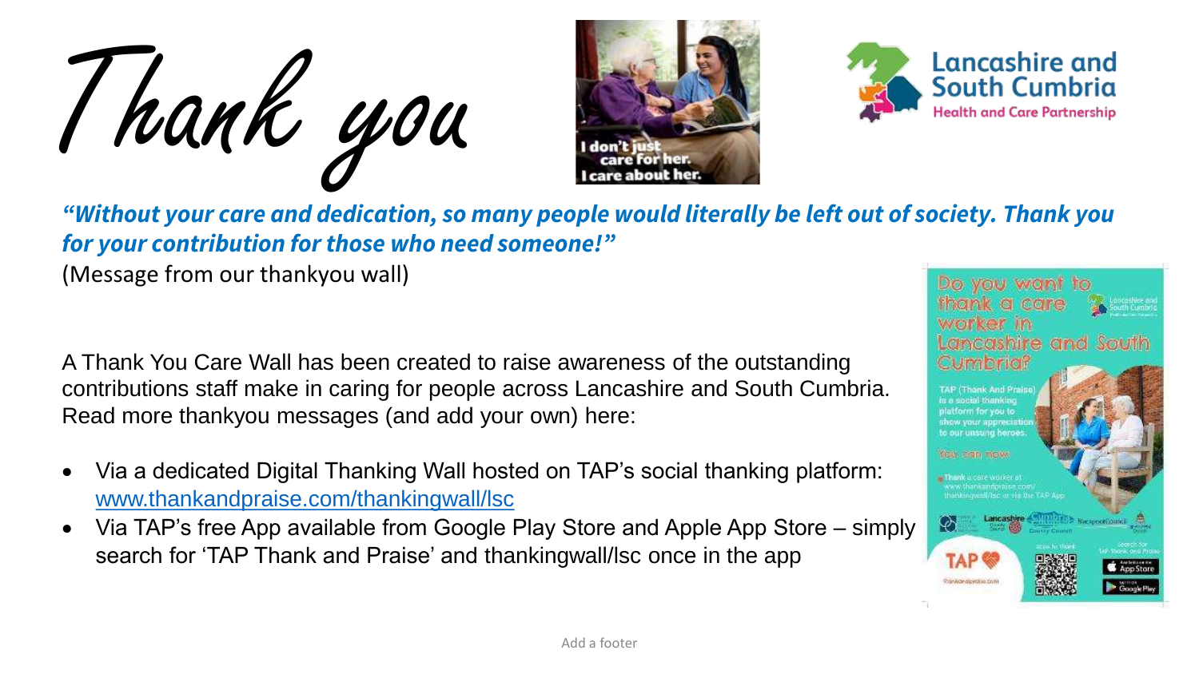# Thank you

***"Without your care and dedication, so many people would literally be left out of society. Thank you for your contribution for those who need someone!"***

(Message from our thankyou wall)

A Thank You Care Wall has been created to raise awareness of the outstanding contributions staff make in caring for people across Lancashire and South Cumbria. Read more thankyou messages (and add your own) here:

- Via a dedicated Digital Thanking Wall hosted on TAP's social thanking platform: [www.thankandpraise.com/thankingwall/lsc](www.thankandpraise.com/thankingwall/lsc)
- Via TAP's free App available from Google Play Store and Apple App Store – simply search for 'TAP Thank and Praise' and thankingwall/lsc once in the app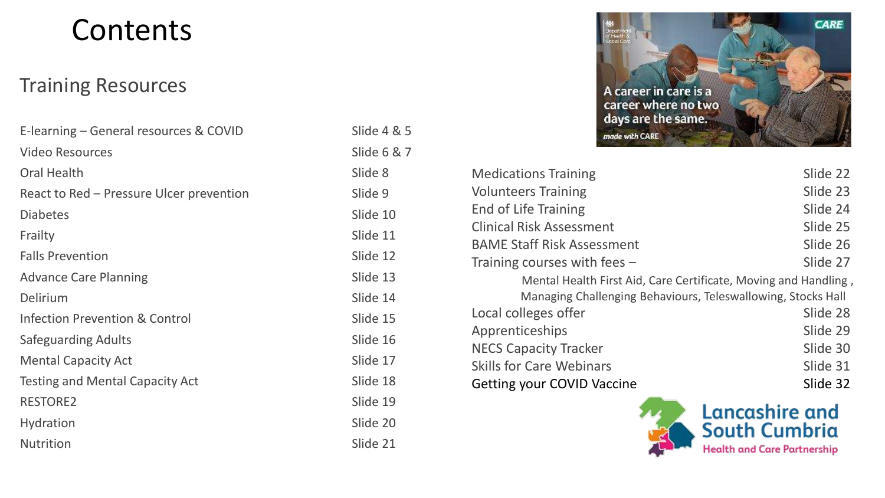# Contents

## Training Resources

| Topic | Slide |
|---|---|
| E-learning – General resources & COVID | Slide 4 & 5 |
| Video Resources | Slide 6 & 7 |
| Oral Health | Slide 8 |
| React to Red – Pressure Ulcer prevention | Slide 9 |
| Diabetes | Slide 10 |
| Frailty | Slide 11 |
| Falls Prevention | Slide 12 |
| Advance Care Planning | Slide 13 |
| Delirium | Slide 14 |
| Infection Prevention & Control | Slide 15 |
| Safeguarding Adults | Slide 16 |
| Mental Capacity Act | Slide 17 |
| Testing and Mental Capacity Act | Slide 18 |
| RESTORE2 | Slide 19 |
| Hydration | Slide 20 |
| Nutrition | Slide 21 |
| Medications Training | Slide 22 |
| Volunteers Training | Slide 23 |
| End of Life Training | Slide 24 |
| Clinical Risk Assessment | Slide 25 |
| BAME Staff Risk Assessment | Slide 26 |
| Training courses with fees – Mental Health First Aid, Care Certificate, Moving and Handling , Managing Challenging Behaviours, Teleswallowing, Stocks Hall | Slide 27 |
| Local colleges offer | Slide 28 |
| Apprenticeships | Slide 29 |
| NECS Capacity Tracker | Slide 30 |
| Skills for Care Webinars | Slide 31 |
| Getting your COVID Vaccine | Slide 32 |

A career in care is a career where no two days are the same.

Lancashire and South Cumbria Health and Care Partnership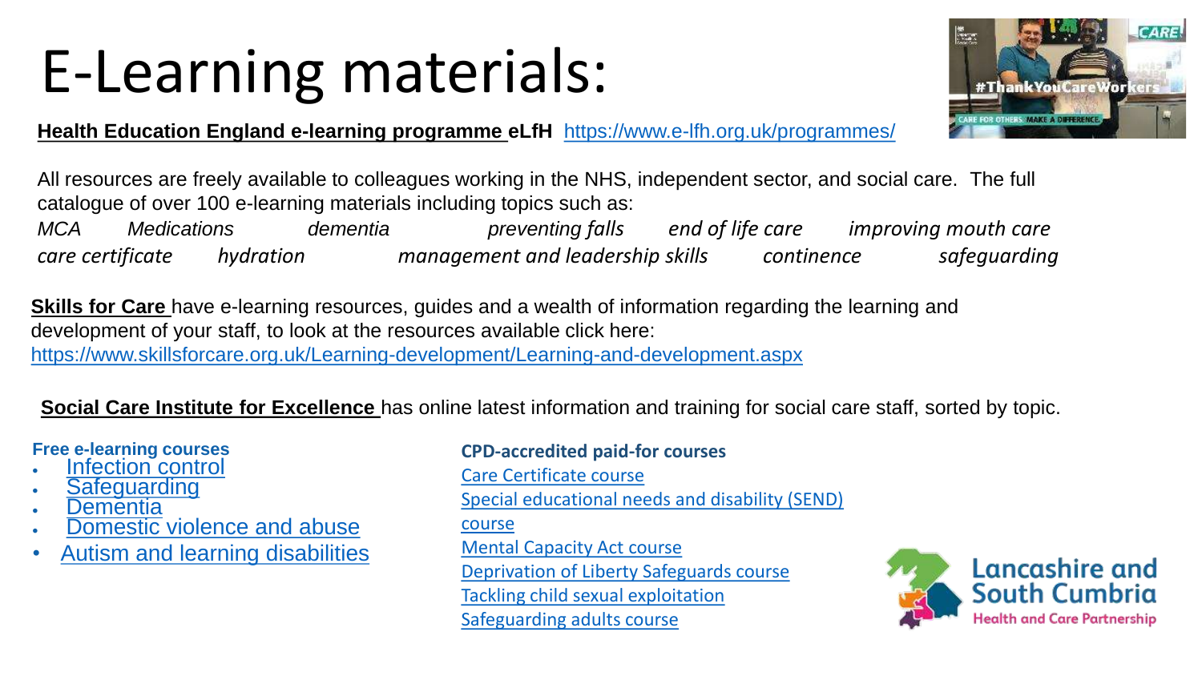# E-Learning materials:

**Health Education England e-learning programme eLfH** https://www.e-lfh.org.uk/programmes/

All resources are freely available to colleagues working in the NHS, independent sector, and social care. The full catalogue of over 100 e-learning materials including topics such as:

*MCA* *Medications* *dementia* *preventing falls* *end of life care* *improving mouth care*
*care certificate* *hydration* *management and leadership skills* *continence* *safeguarding*

**Skills for Care** have e-learning resources, guides and a wealth of information regarding the learning and development of your staff, to look at the resources available click here: https://www.skillsforcare.org.uk/Learning-development/Learning-and-development.aspx

**Social Care Institute for Excellence** has online latest information and training for social care staff, sorted by topic.

**Free e-learning courses**

- Infection control
- Safeguarding
- Dementia
- Domestic violence and abuse
- Autism and learning disabilities

**CPD-accredited paid-for courses**

Care Certificate course
Special educational needs and disability (SEND) course
Mental Capacity Act course
Deprivation of Liberty Safeguards course
Tackling child sexual exploitation
Safeguarding adults course

Lancashire and South Cumbria Health and Care Partnership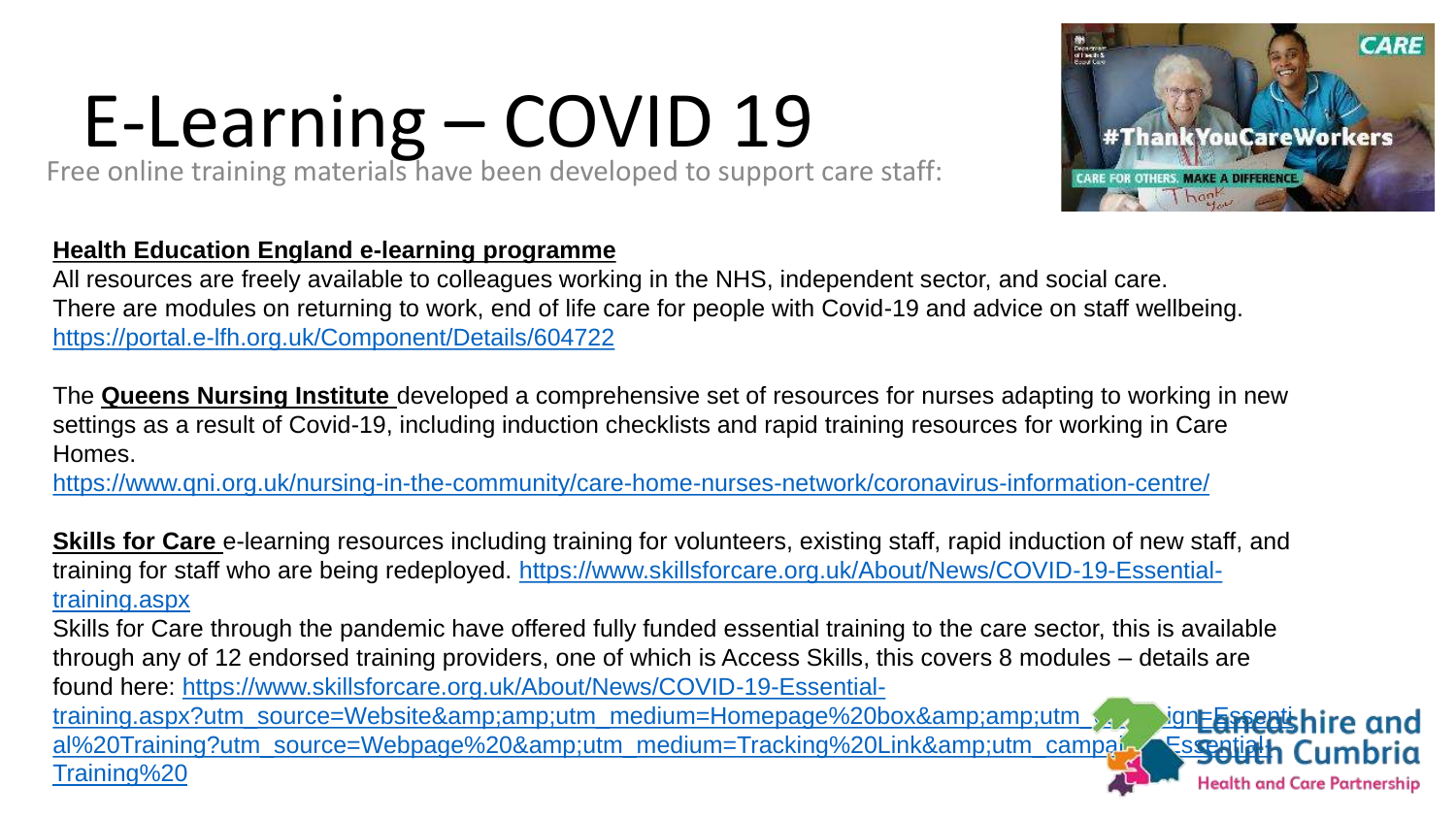# E-Learning – COVID 19

Free online training materials have been developed to support care staff:

**Health Education England e-learning programme**

All resources are freely available to colleagues working in the NHS, independent sector, and social care. There are modules on returning to work, end of life care for people with Covid-19 and advice on staff wellbeing.
https://portal.e-lfh.org.uk/Component/Details/604722

The **Queens Nursing Institute** developed a comprehensive set of resources for nurses adapting to working in new settings as a result of Covid-19, including induction checklists and rapid training resources for working in Care Homes.
https://www.qni.org.uk/nursing-in-the-community/care-home-nurses-network/coronavirus-information-centre/

**Skills for Care** e-learning resources including training for volunteers, existing staff, rapid induction of new staff, and training for staff who are being redeployed. https://www.skillsforcare.org.uk/About/News/COVID-19-Essential-training.aspx

Skills for Care through the pandemic have offered fully funded essential training to the care sector, this is available through any of 12 endorsed training providers, one of which is Access Skills, this covers 8 modules – details are found here: https://www.skillsforcare.org.uk/About/News/COVID-19-Essential-training.aspx?utm_source=Website&amp;amp;utm_medium=Homepage%20box&amp;amp;utm_campaign=Essential%20Training?utm_source=Webpage%20&amp;utm_medium=Tracking%20Link&amp;utm_campaign=Essential-Training%20

Lancashire and South Cumbria Health and Care Partnership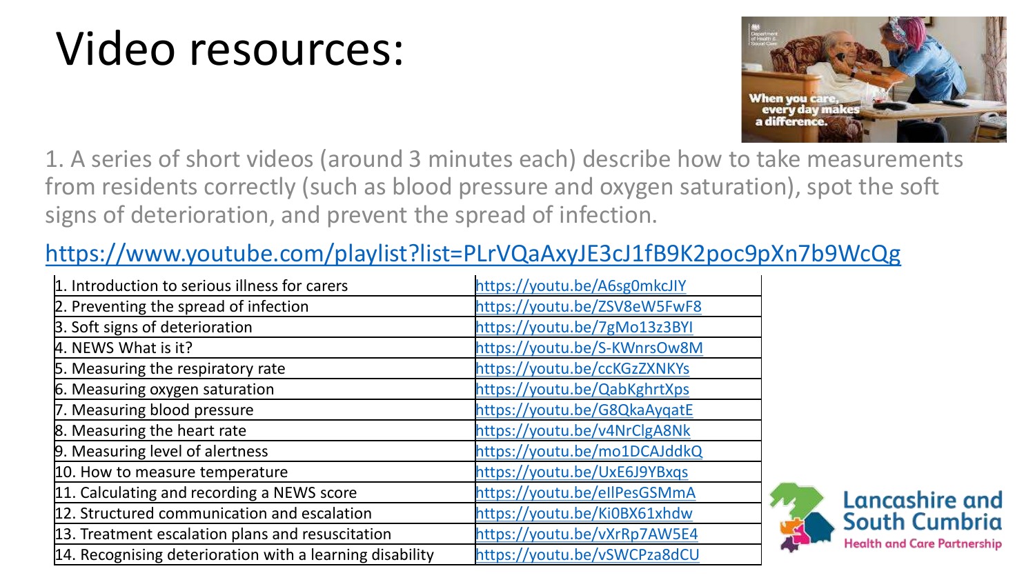# Video resources:

1. A series of short videos (around 3 minutes each) describe how to take measurements from residents correctly (such as blood pressure and oxygen saturation), spot the soft signs of deterioration, and prevent the spread of infection.

https://www.youtube.com/playlist?list=PLrVQaAxyJE3cJ1fB9K2poc9pXn7b9WcQg

| | |
|---|---|
| 1. Introduction to serious illness for carers | https://youtu.be/A6sg0mkcJIY |
| 2. Preventing the spread of infection | https://youtu.be/ZSV8eW5FwF8 |
| 3. Soft signs of deterioration | https://youtu.be/7gMo13z3BYI |
| 4. NEWS What is it? | https://youtu.be/S-KWnrsOw8M |
| 5. Measuring the respiratory rate | https://youtu.be/ccKGzZXNKYs |
| 6. Measuring oxygen saturation | https://youtu.be/QabKghrtXps |
| 7. Measuring blood pressure | https://youtu.be/G8QkaAyqatE |
| 8. Measuring the heart rate | https://youtu.be/v4NrClgA8Nk |
| 9. Measuring level of alertness | https://youtu.be/mo1DCAJddkQ |
| 10. How to measure temperature | https://youtu.be/UxE6J9YBxqs |
| 11. Calculating and recording a NEWS score | https://youtu.be/eIlPesGSMmA |
| 12. Structured communication and escalation | https://youtu.be/Ki0BX61xhdw |
| 13. Treatment escalation plans and resuscitation | https://youtu.be/vXrRp7AW5E4 |
| 14. Recognising deterioration with a learning disability | https://youtu.be/vSWCPza8dCU |

Lancashire and South Cumbria Health and Care Partnership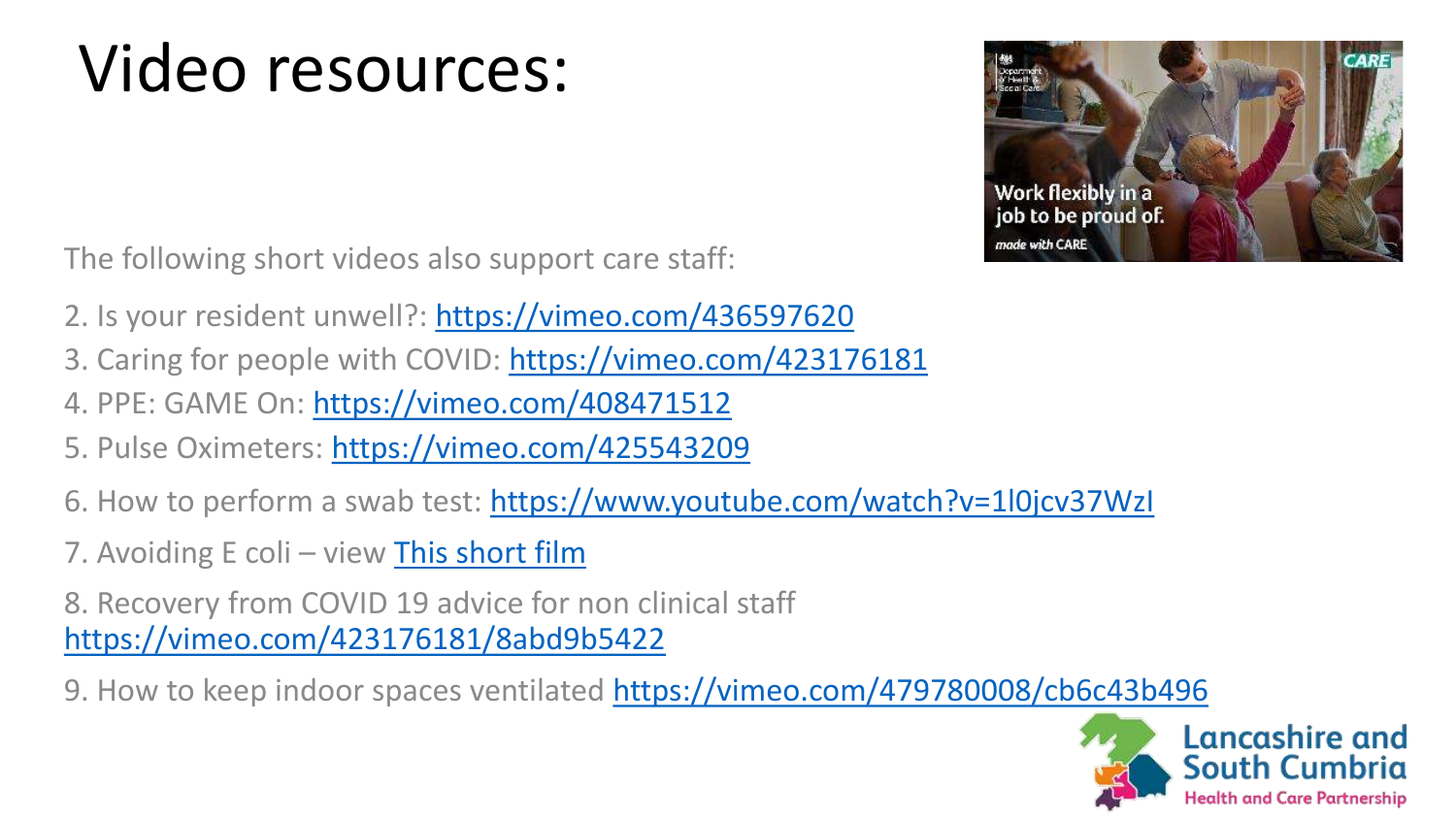# Video resources:

The following short videos also support care staff:

2. Is your resident unwell?: https://vimeo.com/436597620
3. Caring for people with COVID: https://vimeo.com/423176181
4. PPE: GAME On: https://vimeo.com/408471512
5. Pulse Oximeters: https://vimeo.com/425543209
6. How to perform a swab test: https://www.youtube.com/watch?v=1l0jcv37WzI
7. Avoiding E coli – view This short film
8. Recovery from COVID 19 advice for non clinical staff https://vimeo.com/423176181/8abd9b5422
9. How to keep indoor spaces ventilated https://vimeo.com/479780008/cb6c43b496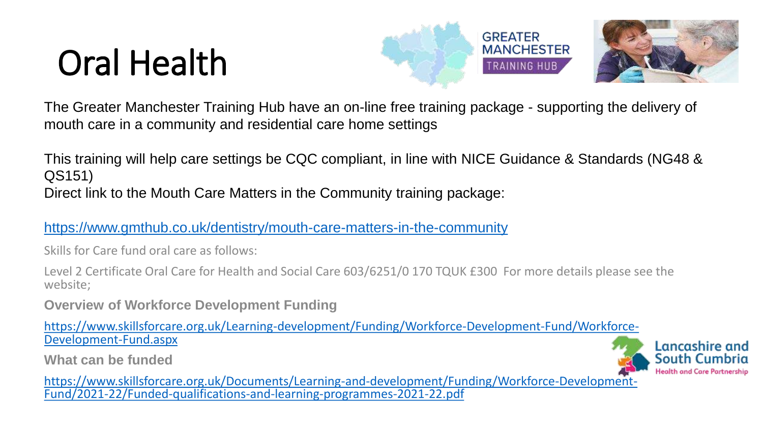# Oral Health

The Greater Manchester Training Hub have an on-line free training package - supporting the delivery of mouth care in a community and residential care home settings

This training will help care settings be CQC compliant, in line with NICE Guidance & Standards (NG48 & QS151)
Direct link to the Mouth Care Matters in the Community training package:

https://www.gmthub.co.uk/dentistry/mouth-care-matters-in-the-community

Skills for Care fund oral care as follows:

Level 2 Certificate Oral Care for Health and Social Care 603/6251/0 170 TQUK £300 For more details please see the website;

**Overview of Workforce Development Funding**

https://www.skillsforcare.org.uk/Learning-development/Funding/Workforce-Development-Fund/Workforce-Development-Fund.aspx

**What can be funded**

https://www.skillsforcare.org.uk/Documents/Learning-and-development/Funding/Workforce-Development-Fund/2021-22/Funded-qualifications-and-learning-programmes-2021-22.pdf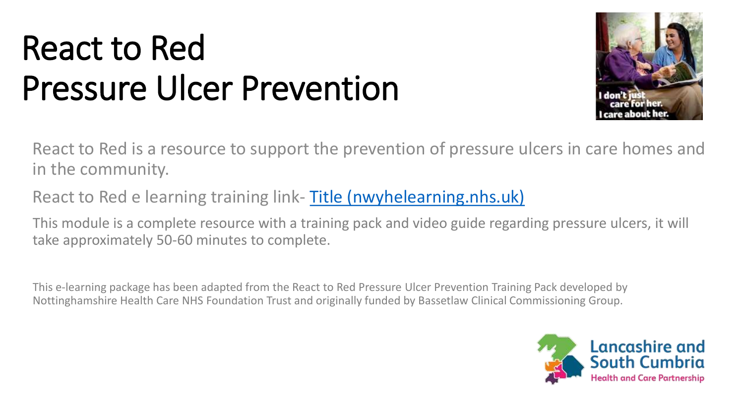# React to Red
# Pressure Ulcer Prevention

React to Red is a resource to support the prevention of pressure ulcers in care homes and in the community.

React to Red e learning training link- [Title (nwyhelearning.nhs.uk)]

This module is a complete resource with a training pack and video guide regarding pressure ulcers, it will take approximately 50-60 minutes to complete.

This e-learning package has been adapted from the React to Red Pressure Ulcer Prevention Training Pack developed by Nottinghamshire Health Care NHS Foundation Trust and originally funded by Bassetlaw Clinical Commissioning Group.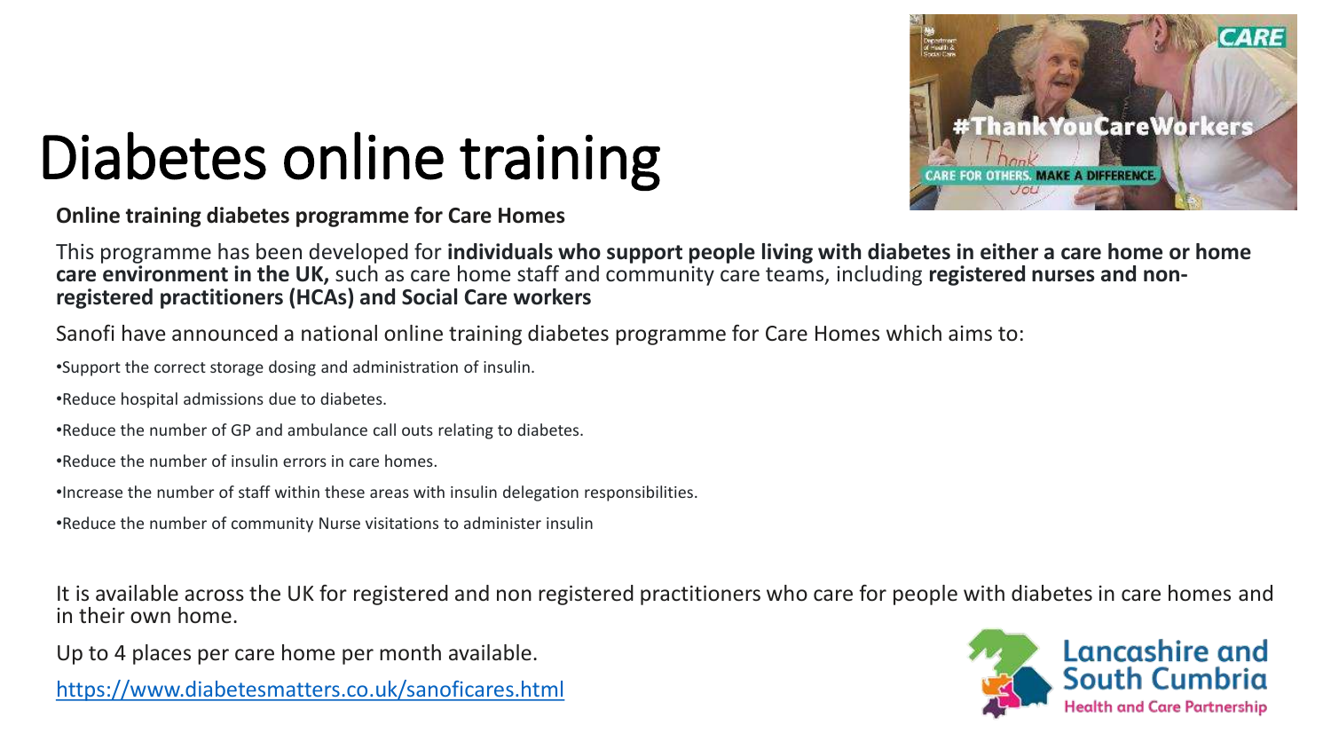# Diabetes online training

**Online training diabetes programme for Care Homes**

This programme has been developed for **individuals who support people living with diabetes in either a care home or home care environment in the UK,** such as care home staff and community care teams, including **registered nurses and non-registered practitioners (HCAs) and Social Care workers**

Sanofi have announced a national online training diabetes programme for Care Homes which aims to:

- Support the correct storage dosing and administration of insulin.
- Reduce hospital admissions due to diabetes.
- Reduce the number of GP and ambulance call outs relating to diabetes.
- Reduce the number of insulin errors in care homes.
- Increase the number of staff within these areas with insulin delegation responsibilities.
- Reduce the number of community Nurse visitations to administer insulin

It is available across the UK for registered and non registered practitioners who care for people with diabetes in care homes and in their own home.

Up to 4 places per care home per month available.

https://www.diabetesmatters.co.uk/sanoficares.html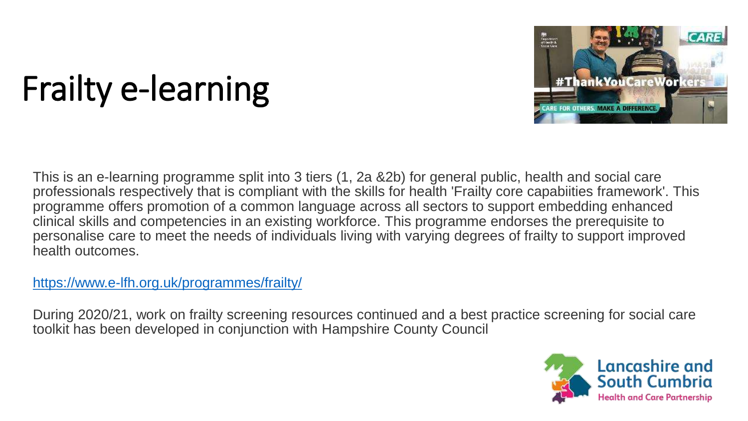# Frailty e-learning

This is an e-learning programme split into 3 tiers (1, 2a &2b) for general public, health and social care professionals respectively that is compliant with the skills for health 'Frailty core capabiities framework'. This programme offers promotion of a common language across all sectors to support embedding enhanced clinical skills and competencies in an existing workforce. This programme endorses the prerequisite to personalise care to meet the needs of individuals living with varying degrees of frailty to support improved health outcomes.

[https://www.e-lfh.org.uk/programmes/frailty/](https://www.e-lfh.org.uk/programmes/frailty/)

During 2020/21, work on frailty screening resources continued and a best practice screening for social care toolkit has been developed in conjunction with Hampshire County Council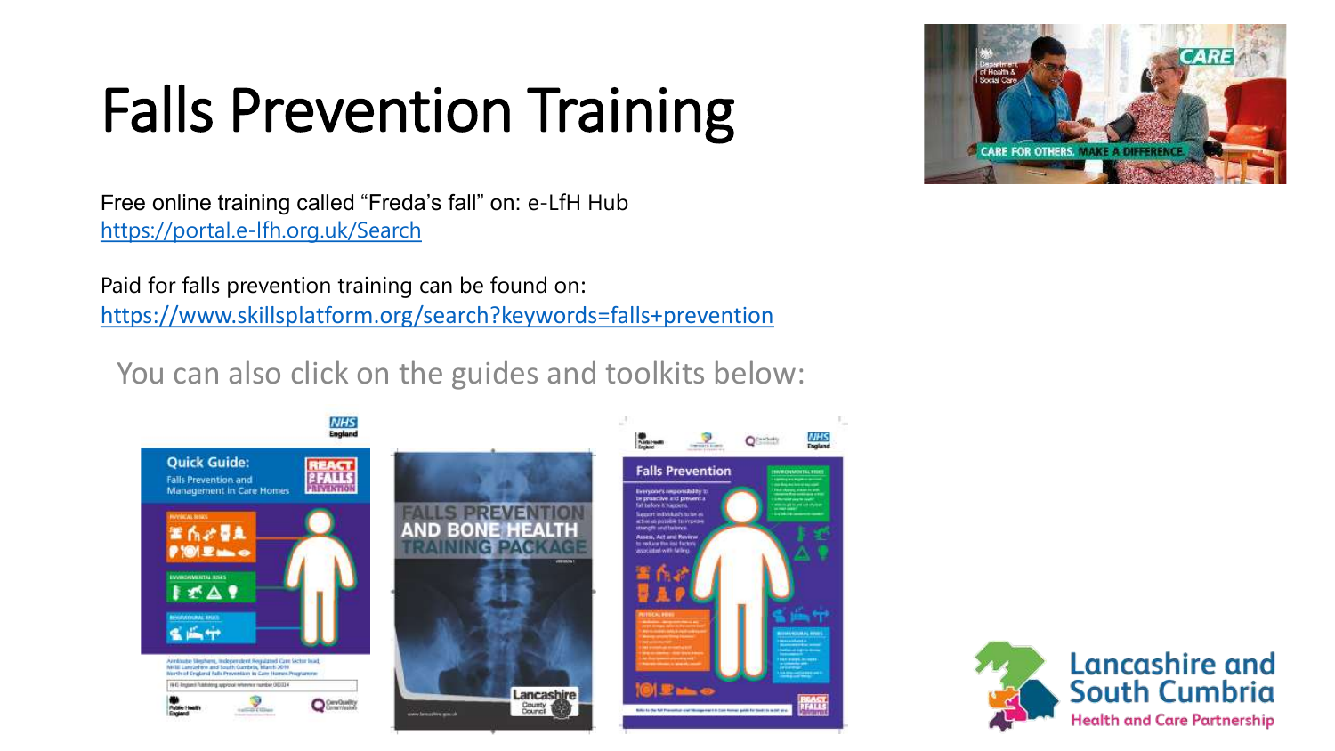# Falls Prevention Training

Free online training called “Freda’s fall” on: e-LfH Hub
https://portal.e-lfh.org.uk/Search

Paid for falls prevention training can be found on:
https://www.skillsplatform.org/search?keywords=falls+prevention

You can also click on the guides and toolkits below: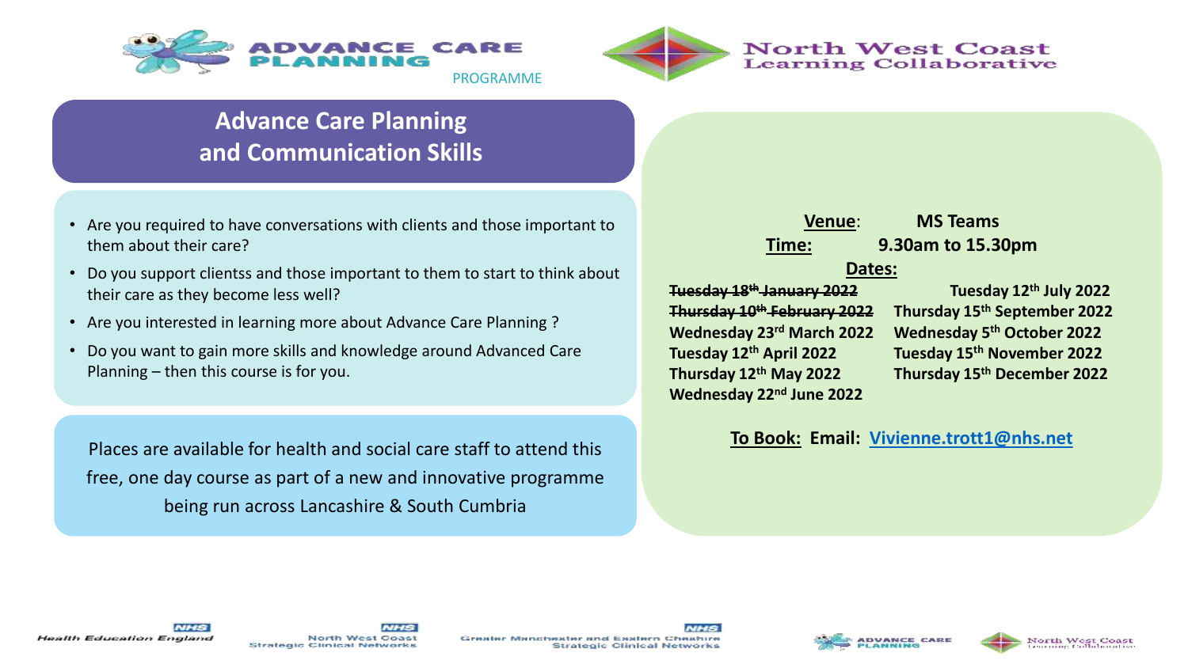ADVANCE CARE PLANNING PROGRAMME

North West Coast Learning Collaborative

# Advance Care Planning and Communication Skills

- Are you required to have conversations with clients and those important to them about their care?
- Do you support clientss and those important to them to start to think about their care as they become less well?
- Are you interested in learning more about Advance Care Planning ?
- Do you want to gain more skills and knowledge around Advanced Care Planning – then this course is for you.

Places are available for health and social care staff to attend this free, one day course as part of a new and innovative programme being run across Lancashire & South Cumbria

**Venue**: **MS Teams**

**Time:** **9.30am to 15.30pm**

**Dates:**

- ~~Tuesday 18th January 2022~~
- ~~Thursday 10th February 2022~~
- **Wednesday 23rd March 2022**
- **Tuesday 12th April 2022**
- **Thursday 12th May 2022**
- **Wednesday 22nd June 2022**
- **Tuesday 12th July 2022**
- **Thursday 15th September 2022**
- **Wednesday 5th October 2022**
- **Tuesday 15th November 2022**
- **Thursday 15th December 2022**

**To Book: Email: Vivienne.trott1@nhs.net**

Health Education England | NHS North West Coast Strategic Clinical Networks | NHS Greater Manchester and Eastern Cheshire Strategic Clinical Networks | Advance Care Planning | North West Coast Learning Collaborative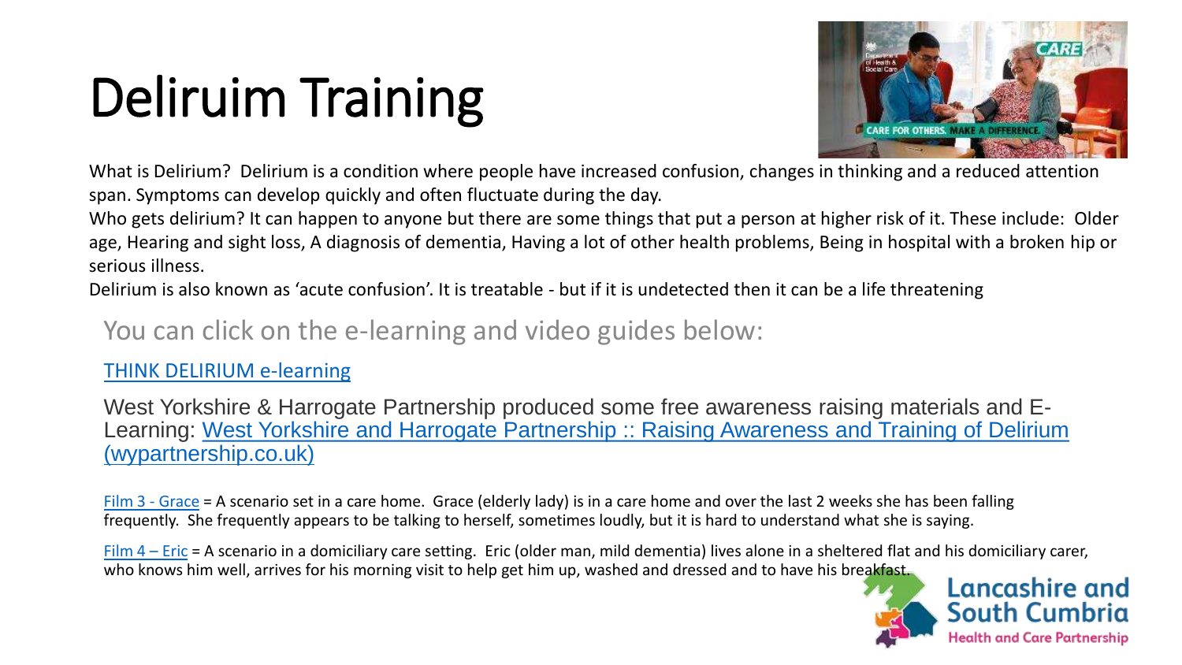# Deliruim Training

What is Delirium? Delirium is a condition where people have increased confusion, changes in thinking and a reduced attention span. Symptoms can develop quickly and often fluctuate during the day.

Who gets delirium? It can happen to anyone but there are some things that put a person at higher risk of it. These include: Older age, Hearing and sight loss, A diagnosis of dementia, Having a lot of other health problems, Being in hospital with a broken hip or serious illness.

Delirium is also known as 'acute confusion'. It is treatable - but if it is undetected then it can be a life threatening

You can click on the e-learning and video guides below:

THINK DELIRIUM e-learning

West Yorkshire & Harrogate Partnership produced some free awareness raising materials and E-Learning: West Yorkshire and Harrogate Partnership :: Raising Awareness and Training of Delirium (wypartnership.co.uk)

Film 3 - Grace = A scenario set in a care home. Grace (elderly lady) is in a care home and over the last 2 weeks she has been falling frequently. She frequently appears to be talking to herself, sometimes loudly, but it is hard to understand what she is saying.

Film 4 – Eric = A scenario in a domiciliary care setting. Eric (older man, mild dementia) lives alone in a sheltered flat and his domiciliary carer, who knows him well, arrives for his morning visit to help get him up, washed and dressed and to have his breakfast.

Lancashire and South Cumbria Health and Care Partnership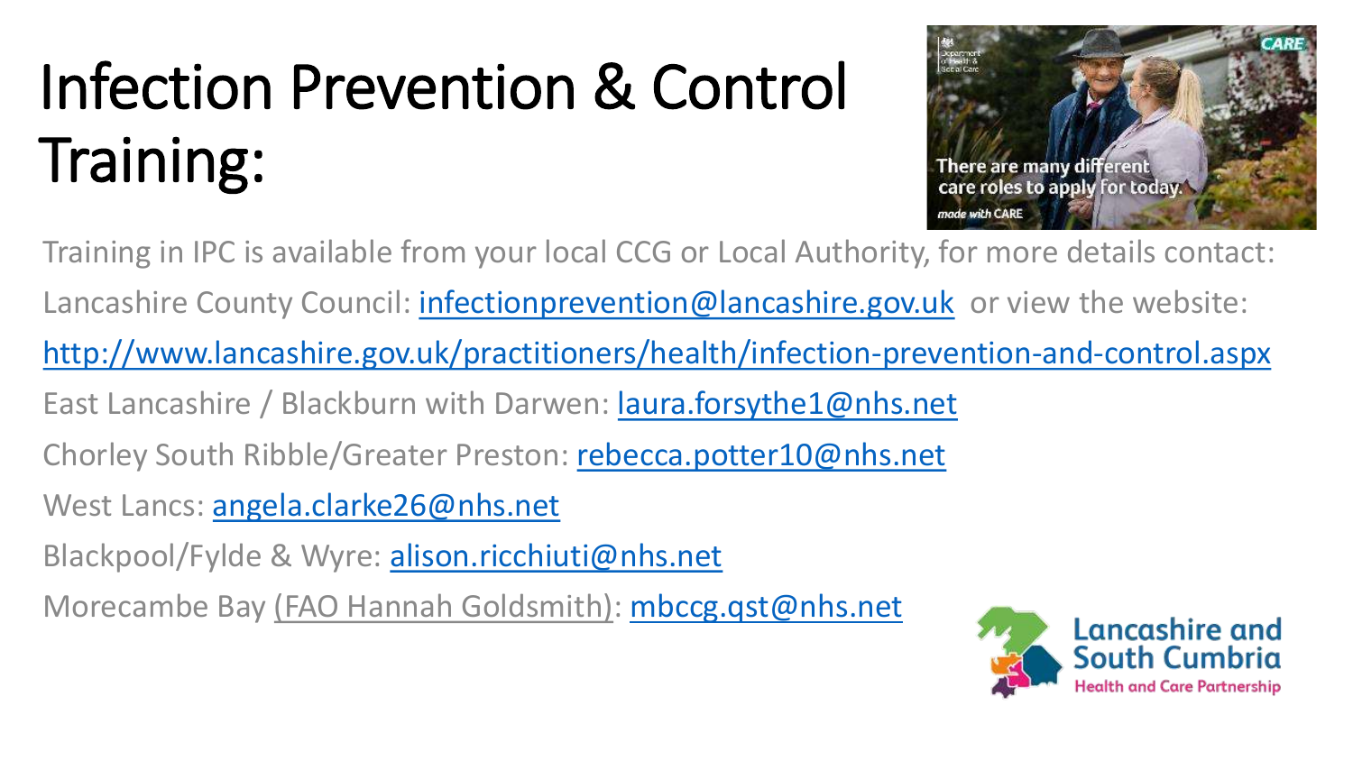# Infection Prevention & Control Training:

Training in IPC is available from your local CCG or Local Authority, for more details contact:

Lancashire County Council: infectionprevention@lancashire.gov.uk or view the website:

http://www.lancashire.gov.uk/practitioners/health/infection-prevention-and-control.aspx

East Lancashire / Blackburn with Darwen: laura.forsythe1@nhs.net

Chorley South Ribble/Greater Preston: rebecca.potter10@nhs.net

West Lancs: angela.clarke26@nhs.net

Blackpool/Fylde & Wyre: alison.ricchiuti@nhs.net

Morecambe Bay (FAO Hannah Goldsmith): mbccg.qst@nhs.net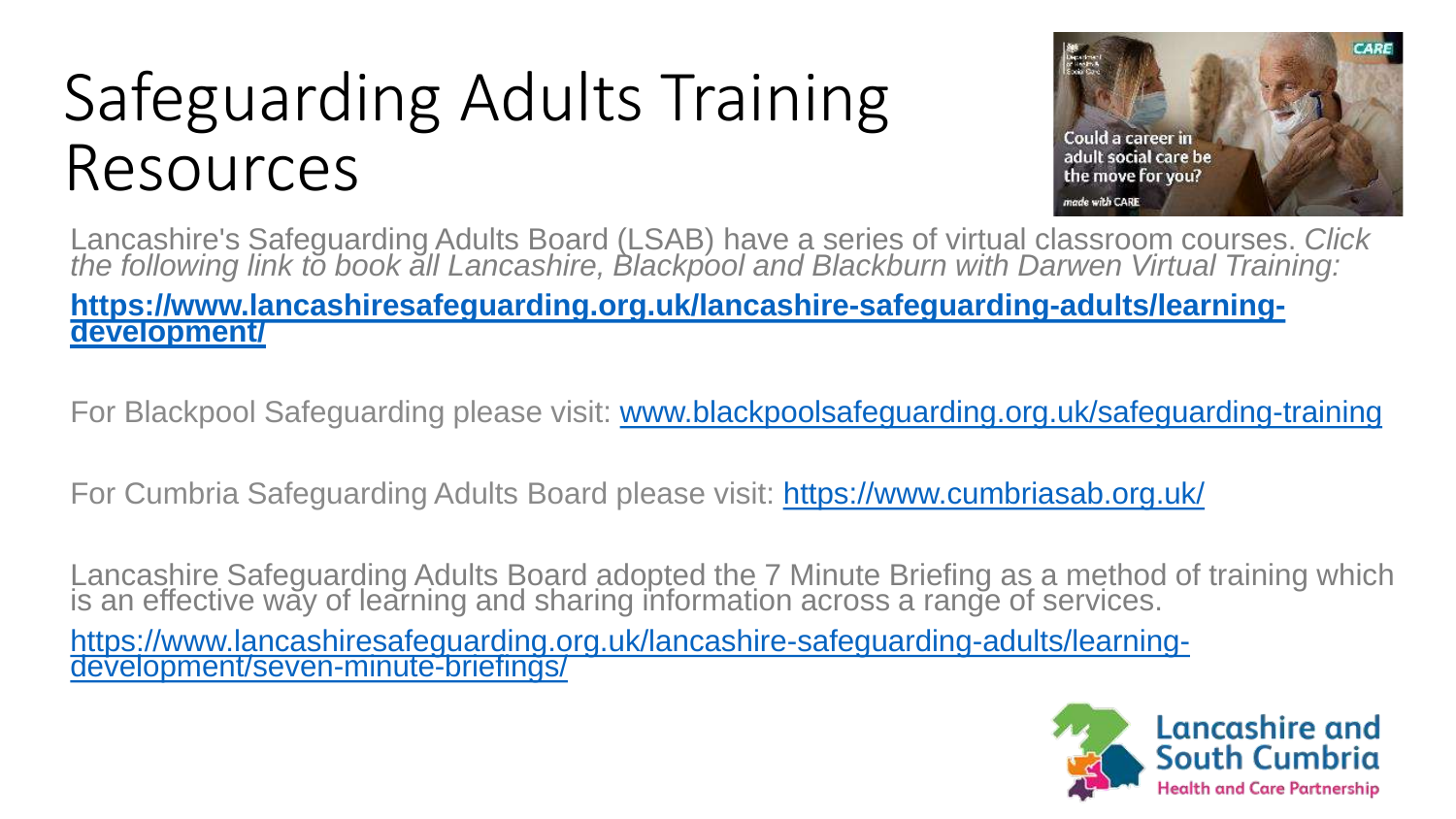# Safeguarding Adults Training Resources

Lancashire's Safeguarding Adults Board (LSAB) have a series of virtual classroom courses. *Click the following link to book all Lancashire, Blackpool and Blackburn with Darwen Virtual Training:*

**https://www.lancashiresafeguarding.org.uk/lancashire-safeguarding-adults/learning-development/**

For Blackpool Safeguarding please visit: www.blackpoolsafeguarding.org.uk/safeguarding-training

For Cumbria Safeguarding Adults Board please visit: https://www.cumbriasab.org.uk/

Lancashire Safeguarding Adults Board adopted the 7 Minute Briefing as a method of training which is an effective way of learning and sharing information across a range of services.

https://www.lancashiresafeguarding.org.uk/lancashire-safeguarding-adults/learning-development/seven-minute-briefings/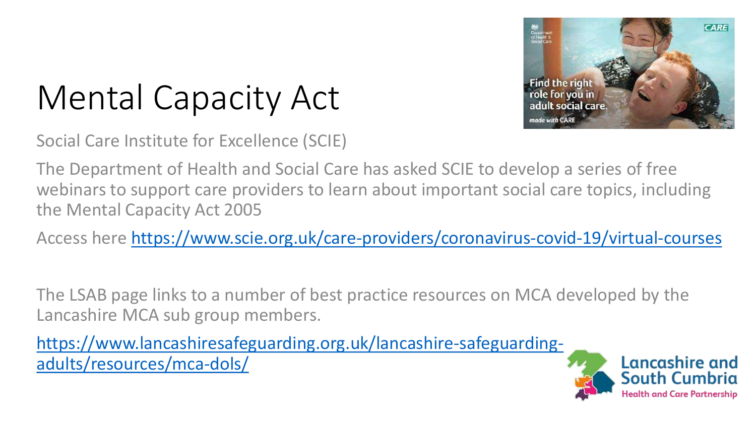# Mental Capacity Act

Social Care Institute for Excellence (SCIE)

The Department of Health and Social Care has asked SCIE to develop a series of free webinars to support care providers to learn about important social care topics, including the Mental Capacity Act 2005

Access here https://www.scie.org.uk/care-providers/coronavirus-covid-19/virtual-courses

The LSAB page links to a number of best practice resources on MCA developed by the Lancashire MCA sub group members.

https://www.lancashiresafeguarding.org.uk/lancashire-safeguarding-adults/resources/mca-dols/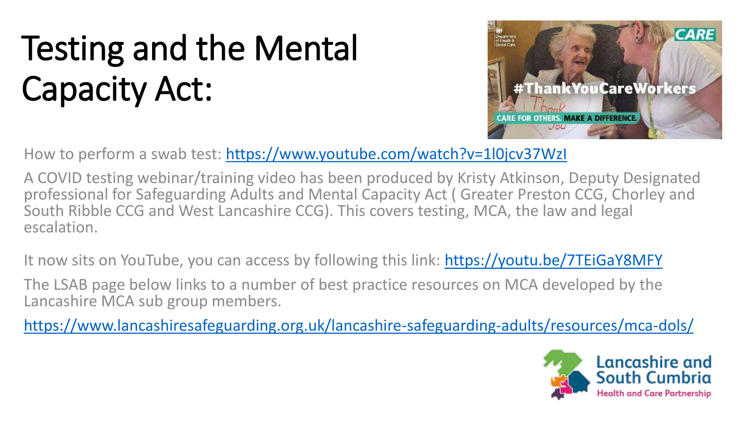# Testing and the Mental Capacity Act:

How to perform a swab test: https://www.youtube.com/watch?v=1l0jcv37WzI

A COVID testing webinar/training video has been produced by Kristy Atkinson, Deputy Designated professional for Safeguarding Adults and Mental Capacity Act ( Greater Preston CCG, Chorley and South Ribble CCG and West Lancashire CCG). This covers testing, MCA, the law and legal escalation.

It now sits on YouTube, you can access by following this link: https://youtu.be/7TEiGaY8MFY

The LSAB page below links to a number of best practice resources on MCA developed by the Lancashire MCA sub group members.

https://www.lancashiresafeguarding.org.uk/lancashire-safeguarding-adults/resources/mca-dols/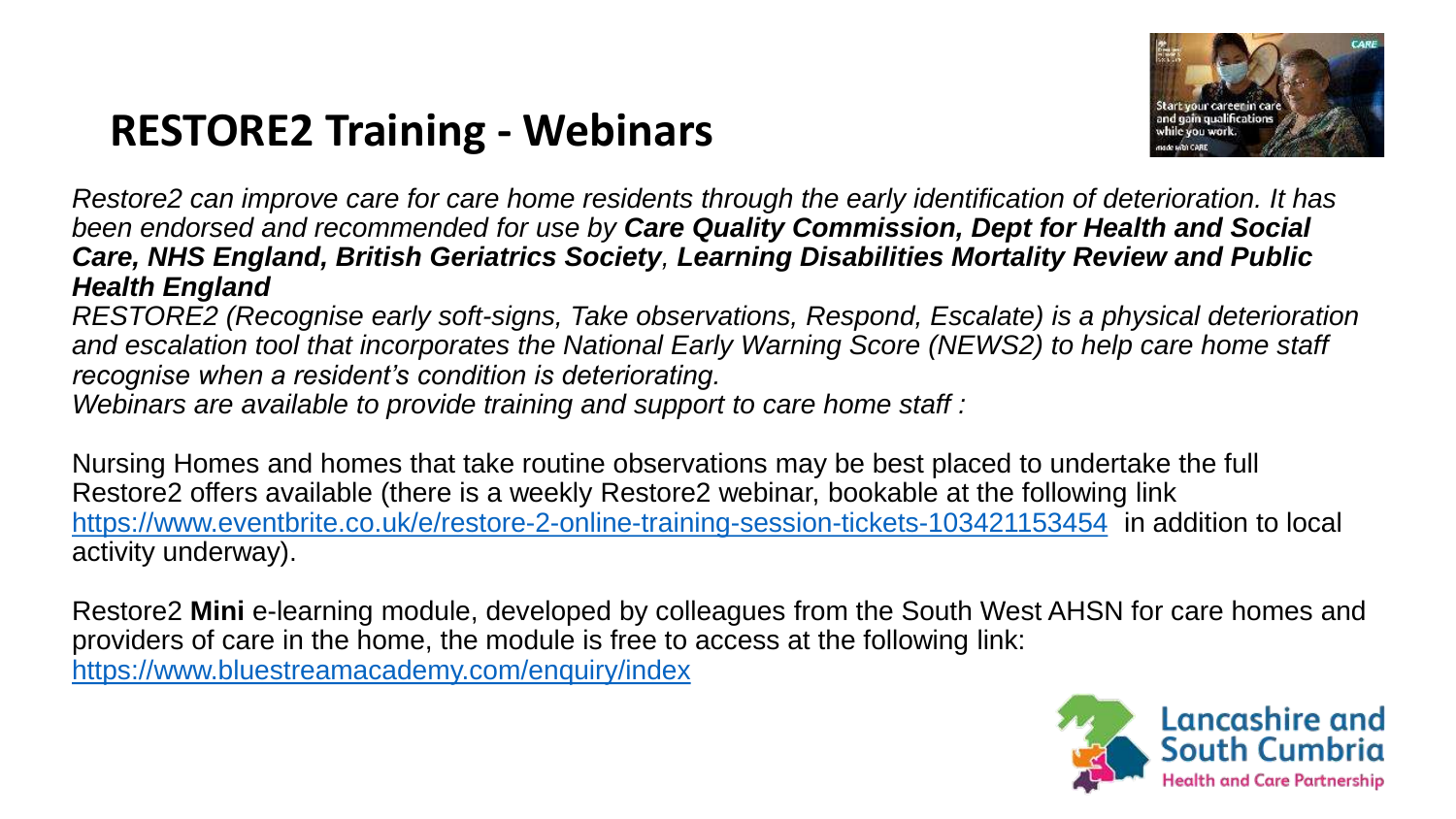# RESTORE2 Training - Webinars

*Restore2 can improve care for care home residents through the early identification of deterioration. It has been endorsed and recommended for use by **Care Quality Commission, Dept for Health and Social Care, NHS England, British Geriatrics Society**, **Learning Disabilities Mortality Review and Public Health England***

*RESTORE2 (Recognise early soft-signs, Take observations, Respond, Escalate) is a physical deterioration and escalation tool that incorporates the National Early Warning Score (NEWS2) to help care home staff recognise when a resident's condition is deteriorating.*

*Webinars are available to provide training and support to care home staff :*

Nursing Homes and homes that take routine observations may be best placed to undertake the full Restore2 offers available (there is a weekly Restore2 webinar, bookable at the following link https://www.eventbrite.co.uk/e/restore-2-online-training-session-tickets-103421153454 in addition to local activity underway).

Restore2 **Mini** e-learning module, developed by colleagues from the South West AHSN for care homes and providers of care in the home, the module is free to access at the following link: https://www.bluestreamacademy.com/enquiry/index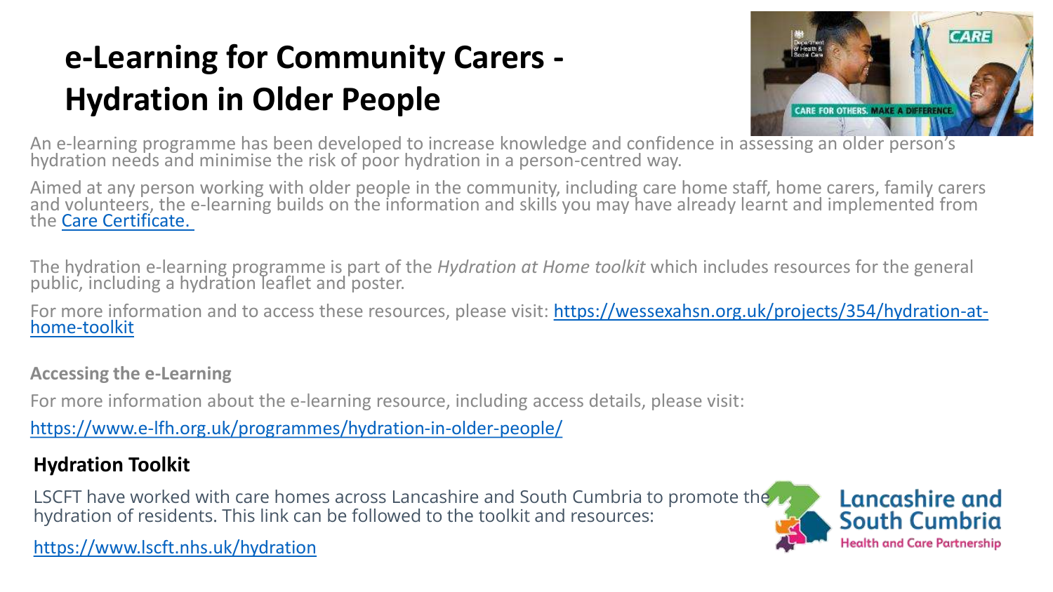# e-Learning for Community Carers - Hydration in Older People

An e-learning programme has been developed to increase knowledge and confidence in assessing an older person's hydration needs and minimise the risk of poor hydration in a person-centred way.

Aimed at any person working with older people in the community, including care home staff, home carers, family carers and volunteers, the e-learning builds on the information and skills you may have already learnt and implemented from the [Care Certificate.](#)

The hydration e-learning programme is part of the *Hydration at Home toolkit* which includes resources for the general public, including a hydration leaflet and poster.

For more information and to access these resources, please visit: [https://wessexahsn.org.uk/projects/354/hydration-at-home-toolkit](https://wessexahsn.org.uk/projects/354/hydration-at-home-toolkit)

**Accessing the e-Learning**

For more information about the e-learning resource, including access details, please visit:

[https://www.e-lfh.org.uk/programmes/hydration-in-older-people/](https://www.e-lfh.org.uk/programmes/hydration-in-older-people/)

## Hydration Toolkit

LSCFT have worked with care homes across Lancashire and South Cumbria to promote the hydration of residents. This link can be followed to the toolkit and resources:

[https://www.lscft.nhs.uk/hydration](https://www.lscft.nhs.uk/hydration)

Lancashire and South Cumbria Health and Care Partnership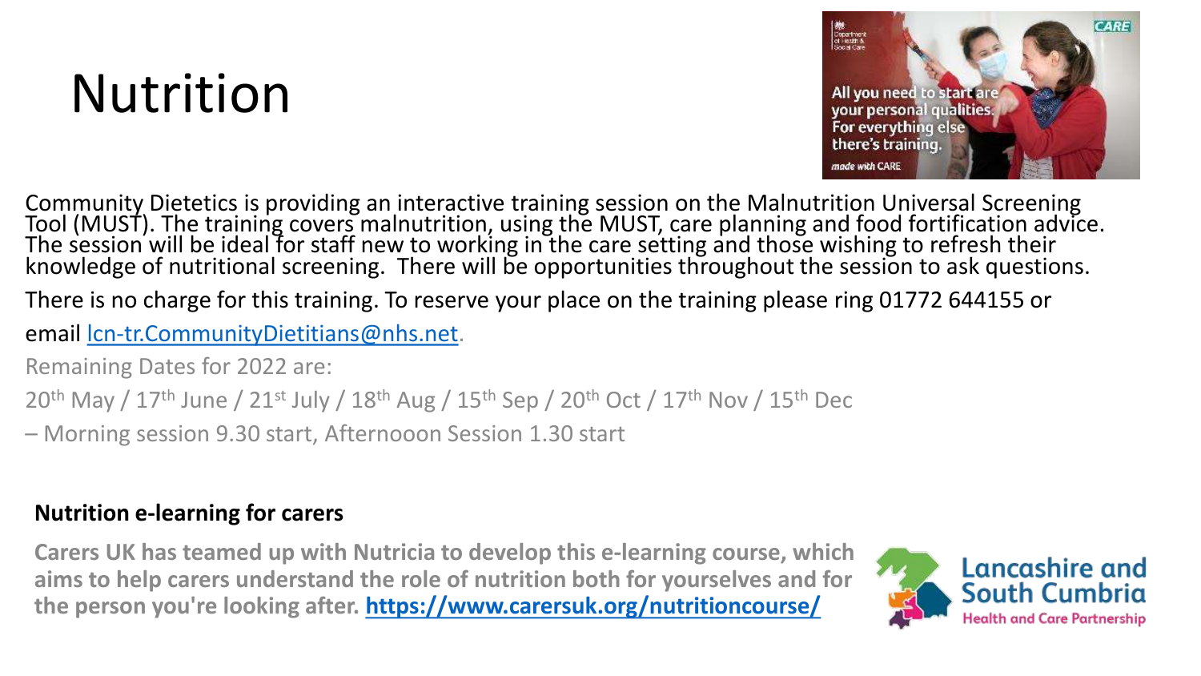# Nutrition

Community Dietetics is providing an interactive training session on the Malnutrition Universal Screening Tool (MUST). The training covers malnutrition, using the MUST, care planning and food fortification advice. The session will be ideal for staff new to working in the care setting and those wishing to refresh their knowledge of nutritional screening. There will be opportunities throughout the session to ask questions.

There is no charge for this training. To reserve your place on the training please ring 01772 644155 or email lcn-tr.CommunityDietitians@nhs.net.

Remaining Dates for 2022 are:

20th May / 17th June / 21st July / 18th Aug / 15th Sep / 20th Oct / 17th Nov / 15th Dec

– Morning session 9.30 start, Afternooon Session 1.30 start

**Nutrition e-learning for carers**

**Carers UK has teamed up with Nutricia to develop this e-learning course, which aims to help carers understand the role of nutrition both for yourselves and for the person you're looking after. https://www.carersuk.org/nutritioncourse/**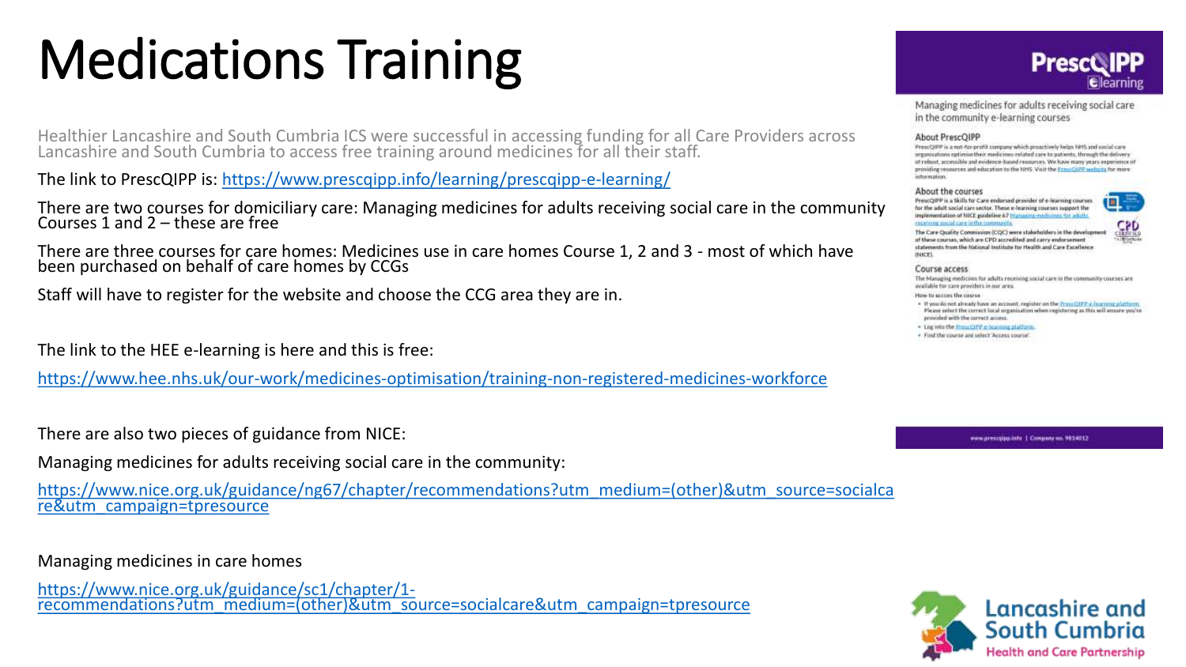# Medications Training

Healthier Lancashire and South Cumbria ICS were successful in accessing funding for all Care Providers across Lancashire and South Cumbria to access free training around medicines for all their staff.

The link to PrescQIPP is: https://www.prescqipp.info/learning/prescqipp-e-learning/

There are two courses for domiciliary care: Managing medicines for adults receiving social care in the community Courses 1 and 2 – these are free

There are three courses for care homes: Medicines use in care homes Course 1, 2 and 3 - most of which have been purchased on behalf of care homes by CCGs

Staff will have to register for the website and choose the CCG area they are in.

The link to the HEE e-learning is here and this is free:

https://www.hee.nhs.uk/our-work/medicines-optimisation/training-non-registered-medicines-workforce

There are also two pieces of guidance from NICE:

Managing medicines for adults receiving social care in the community:

https://www.nice.org.uk/guidance/ng67/chapter/recommendations?utm_medium=(other)&utm_source=socialcare&utm_campaign=tpresource

Managing medicines in care homes

https://www.nice.org.uk/guidance/sc1/chapter/1-recommendations?utm_medium=(other)&utm_source=socialcare&utm_campaign=tpresource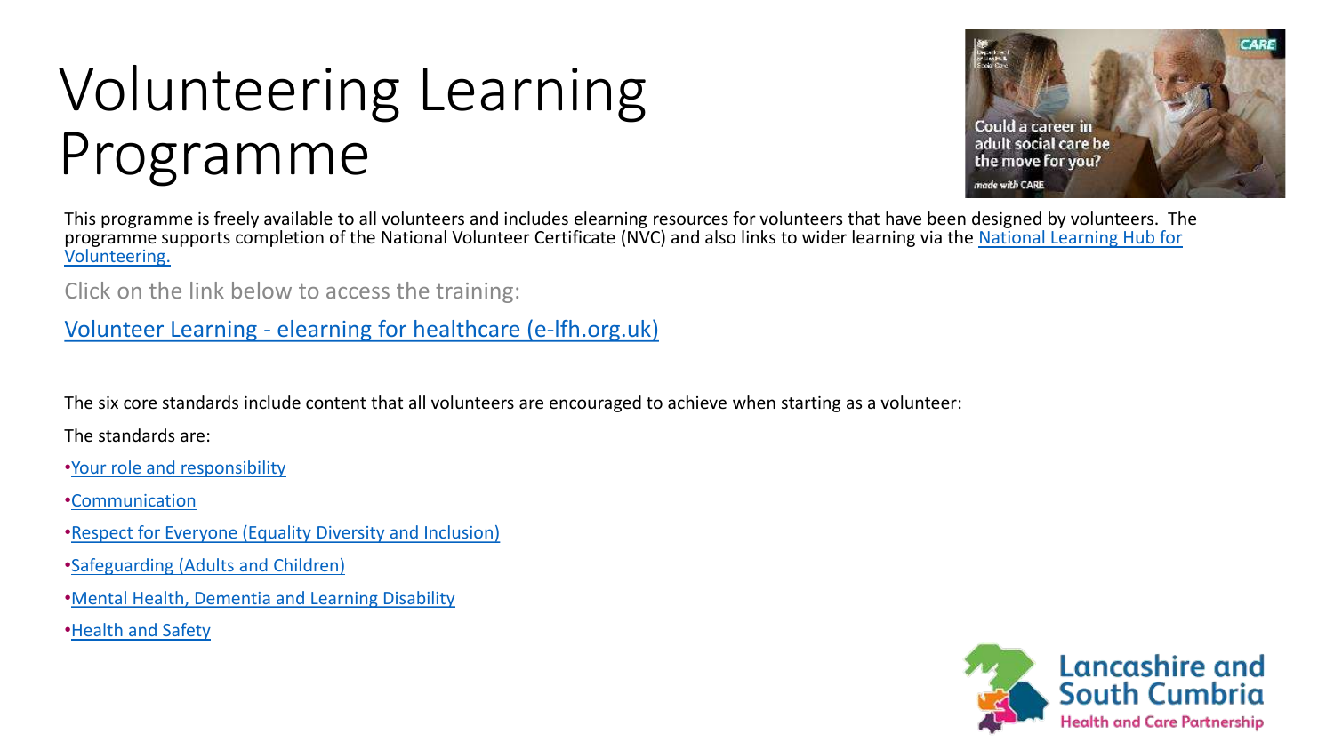# Volunteering Learning Programme

This programme is freely available to all volunteers and includes elearning resources for volunteers that have been designed by volunteers. The programme supports completion of the National Volunteer Certificate (NVC) and also links to wider learning via the National Learning Hub for Volunteering.

Click on the link below to access the training:

Volunteer Learning - elearning for healthcare (e-lfh.org.uk)

The six core standards include content that all volunteers are encouraged to achieve when starting as a volunteer:

The standards are:

- Your role and responsibility
- Communication
- Respect for Everyone (Equality Diversity and Inclusion)
- Safeguarding (Adults and Children)
- Mental Health, Dementia and Learning Disability
- Health and Safety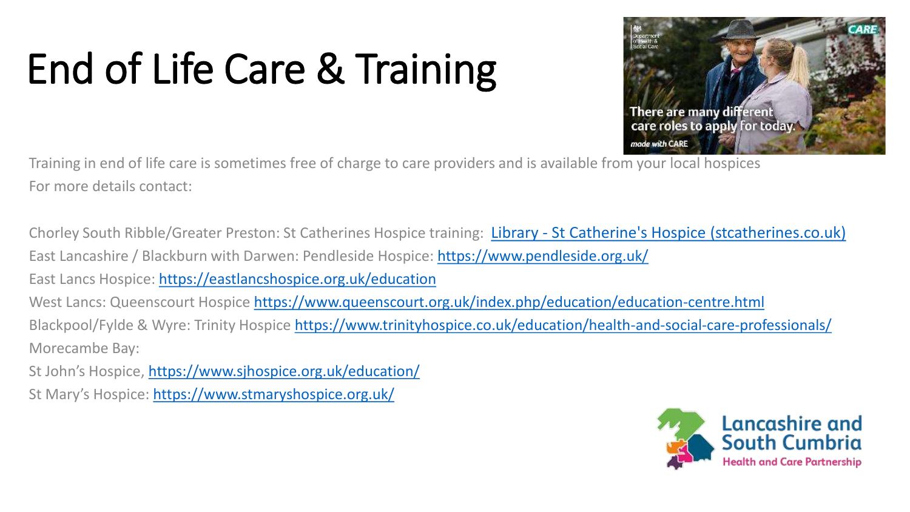# End of Life Care & Training

Training in end of life care is sometimes free of charge to care providers and is available from your local hospices

For more details contact:

Chorley South Ribble/Greater Preston: St Catherines Hospice training: [Library - St Catherine's Hospice (stcatherines.co.uk)](https://www.stcatherines.co.uk)

East Lancashire / Blackburn with Darwen: Pendleside Hospice: https://www.pendleside.org.uk/

East Lancs Hospice: https://eastlancshospice.org.uk/education

West Lancs: Queenscourt Hospice https://www.queenscourt.org.uk/index.php/education/education-centre.html

Blackpool/Fylde & Wyre: Trinity Hospice https://www.trinityhospice.co.uk/education/health-and-social-care-professionals/

Morecambe Bay:

St John's Hospice, https://www.sjhospice.org.uk/education/

St Mary's Hospice: https://www.stmaryshospice.org.uk/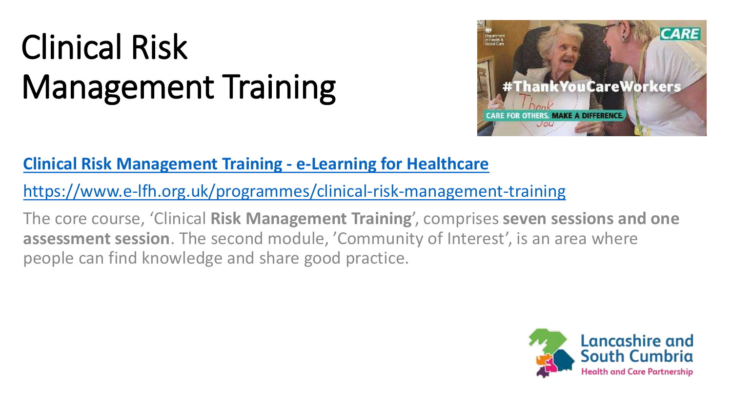# Clinical Risk Management Training

**[Clinical Risk Management Training - e-Learning for Healthcare](https://www.e-lfh.org.uk/programmes/clinical-risk-management-training)**

https://www.e-lfh.org.uk/programmes/clinical-risk-management-training

The core course, 'Clinical **Risk Management Training**', comprises **seven sessions and one assessment session**. The second module, 'Community of Interest', is an area where people can find knowledge and share good practice.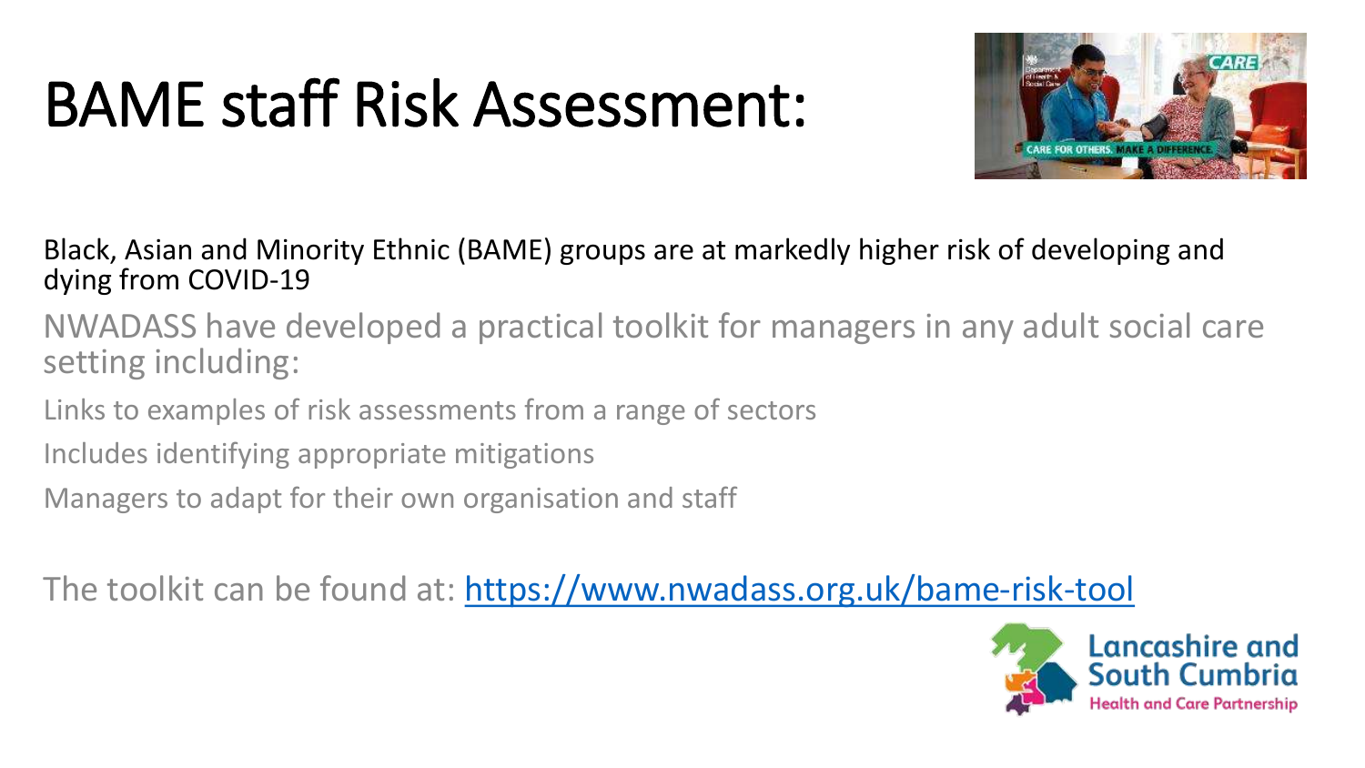# BAME staff Risk Assessment:

Black, Asian and Minority Ethnic (BAME) groups are at markedly higher risk of developing and dying from COVID-19

NWADASS have developed a practical toolkit for managers in any adult social care setting including:

- Links to examples of risk assessments from a range of sectors
- Includes identifying appropriate mitigations
- Managers to adapt for their own organisation and staff

The toolkit can be found at: [https://www.nwadass.org.uk/bame-risk-tool](https://www.nwadass.org.uk/bame-risk-tool)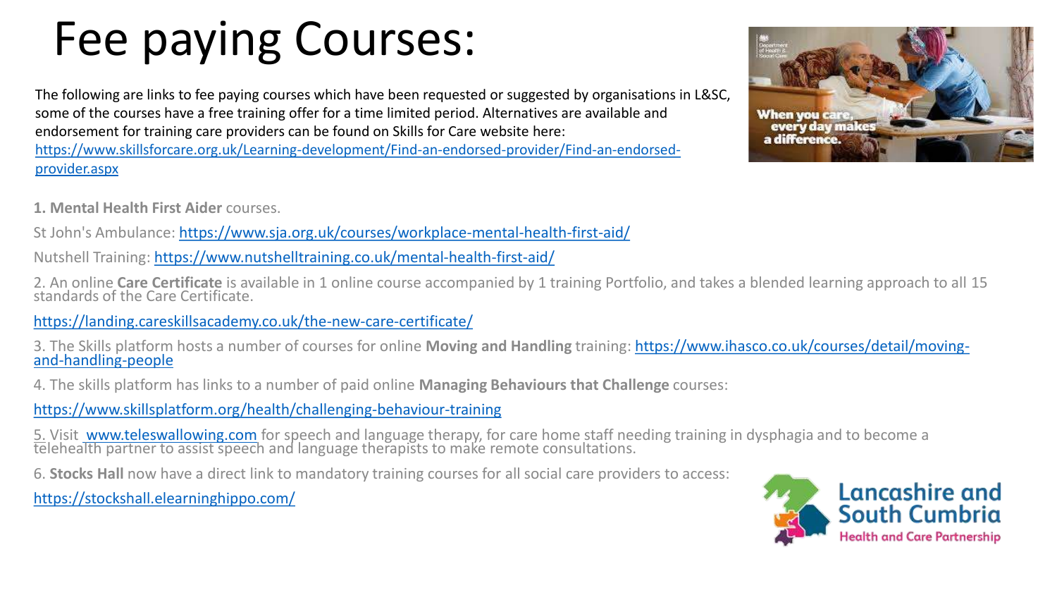# Fee paying Courses:

The following are links to fee paying courses which have been requested or suggested by organisations in L&SC, some of the courses have a free training offer for a time limited period. Alternatives are available and endorsement for training care providers can be found on Skills for Care website here: https://www.skillsforcare.org.uk/Learning-development/Find-an-endorsed-provider/Find-an-endorsed-provider.aspx

1. **Mental Health First Aider** courses.

St John's Ambulance: https://www.sja.org.uk/courses/workplace-mental-health-first-aid/

Nutshell Training: https://www.nutshelltraining.co.uk/mental-health-first-aid/

2. An online **Care Certificate** is available in 1 online course accompanied by 1 training Portfolio, and takes a blended learning approach to all 15 standards of the Care Certificate.

https://landing.careskillsacademy.co.uk/the-new-care-certificate/

3. The Skills platform hosts a number of courses for online **Moving and Handling** training: https://www.ihasco.co.uk/courses/detail/moving-and-handling-people

4. The skills platform has links to a number of paid online **Managing Behaviours that Challenge** courses:

https://www.skillsplatform.org/health/challenging-behaviour-training

5. Visit www.teleswallowing.com for speech and language therapy, for care home staff needing training in dysphagia and to become a telehealth partner to assist speech and language therapists to make remote consultations.

6. **Stocks Hall** now have a direct link to mandatory training courses for all social care providers to access:

https://stockshall.elearninghippo.com/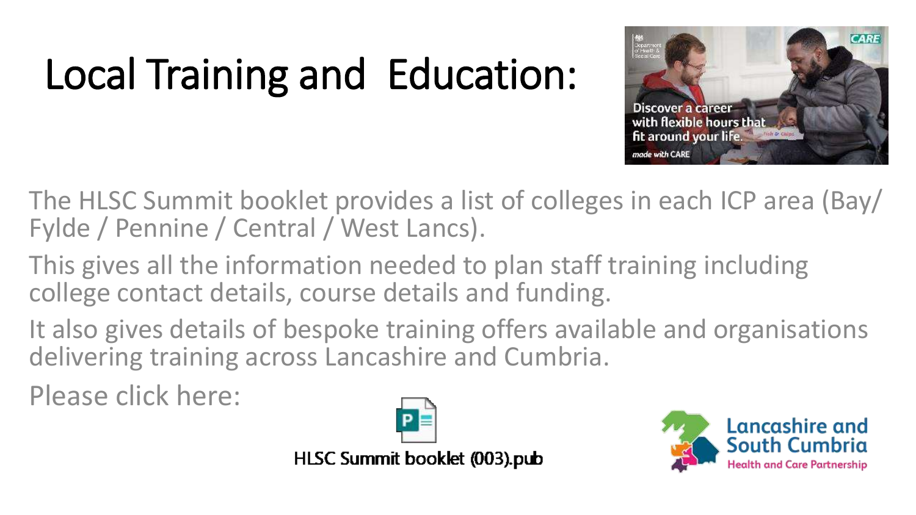# Local Training and Education:

The HLSC Summit booklet provides a list of colleges in each ICP area (Bay/ Fylde / Pennine / Central / West Lancs).

This gives all the information needed to plan staff training including college contact details, course details and funding.

It also gives details of bespoke training offers available and organisations delivering training across Lancashire and Cumbria.

Please click here:

HLSC Summit booklet (003).pub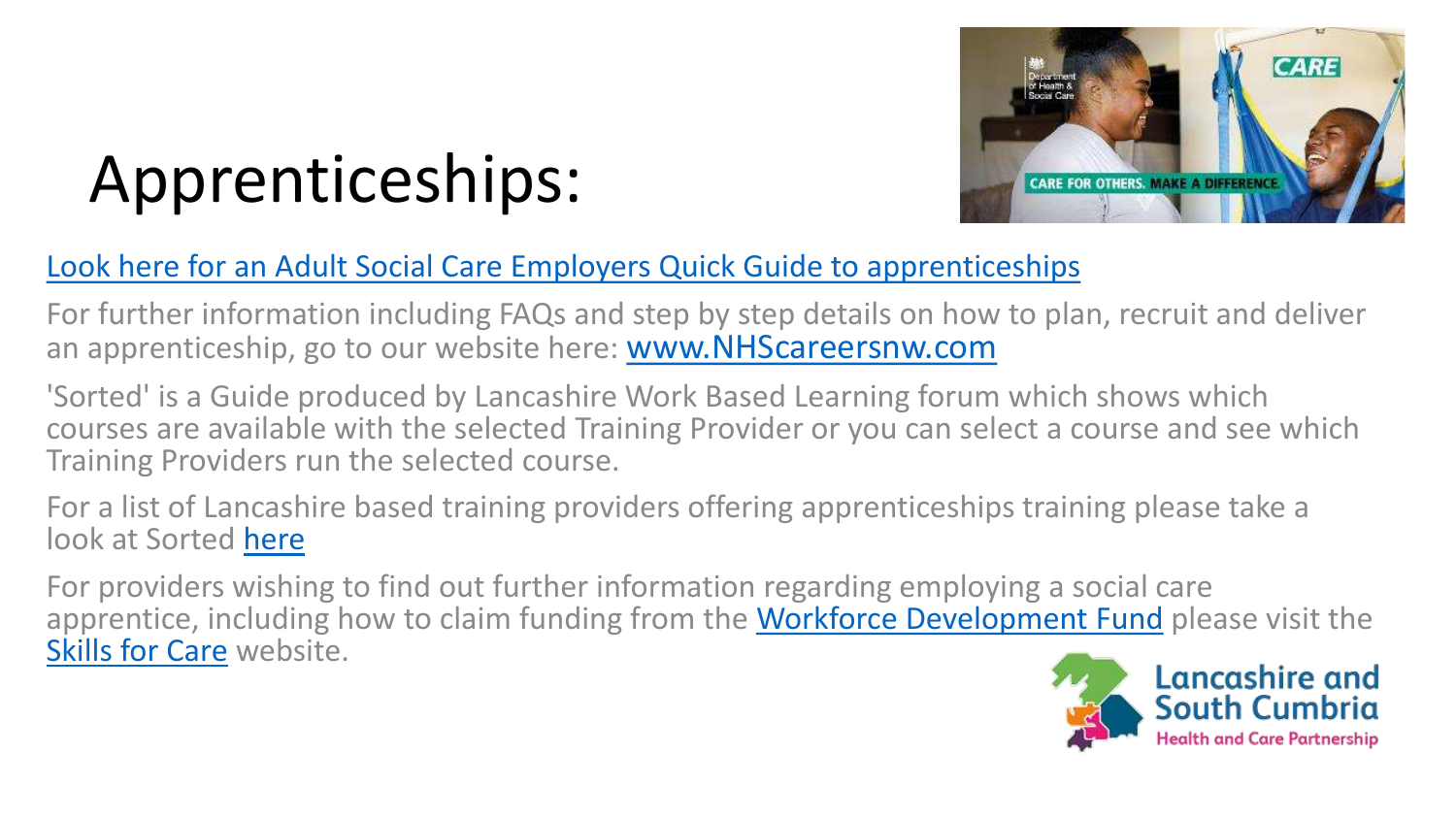# Apprenticeships:

[Look here for an Adult Social Care Employers Quick Guide to apprenticeships]

For further information including FAQs and step by step details on how to plan, recruit and deliver an apprenticeship, go to our website here: www.NHScareersnw.com

'Sorted' is a Guide produced by Lancashire Work Based Learning forum which shows which courses are available with the selected Training Provider or you can select a course and see which Training Providers run the selected course.

For a list of Lancashire based training providers offering apprenticeships training please take a look at Sorted here

For providers wishing to find out further information regarding employing a social care apprentice, including how to claim funding from the Workforce Development Fund please visit the Skills for Care website.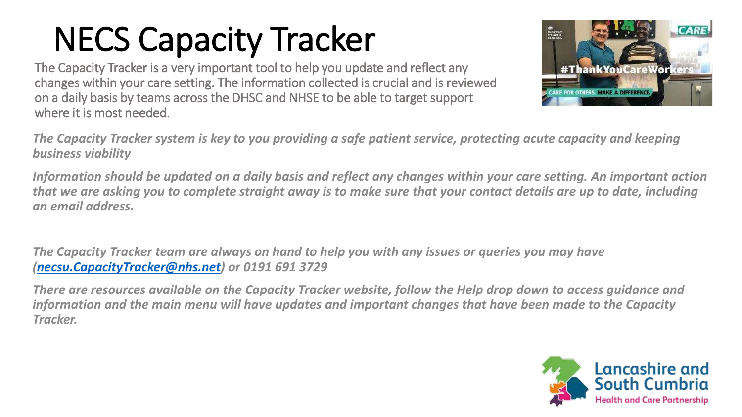# NECS Capacity Tracker

The Capacity Tracker is a very important tool to help you update and reflect any changes within your care setting. The information collected is crucial and is reviewed on a daily basis by teams across the DHSC and NHSE to be able to target support where it is most needed.

***The Capacity Tracker system is key to you providing a safe patient service, protecting acute capacity and keeping business viability***

***Information should be updated on a daily basis and reflect any changes within your care setting. An important action that we are asking you to complete straight away is to make sure that your contact details are up to date, including an email address.***

***The Capacity Tracker team are always on hand to help you with any issues or queries you may have (necsu.CapacityTracker@nhs.net) or 0191 691 3729***

***There are resources available on the Capacity Tracker website, follow the Help drop down to access guidance and information and the main menu will have updates and important changes that have been made to the Capacity Tracker.***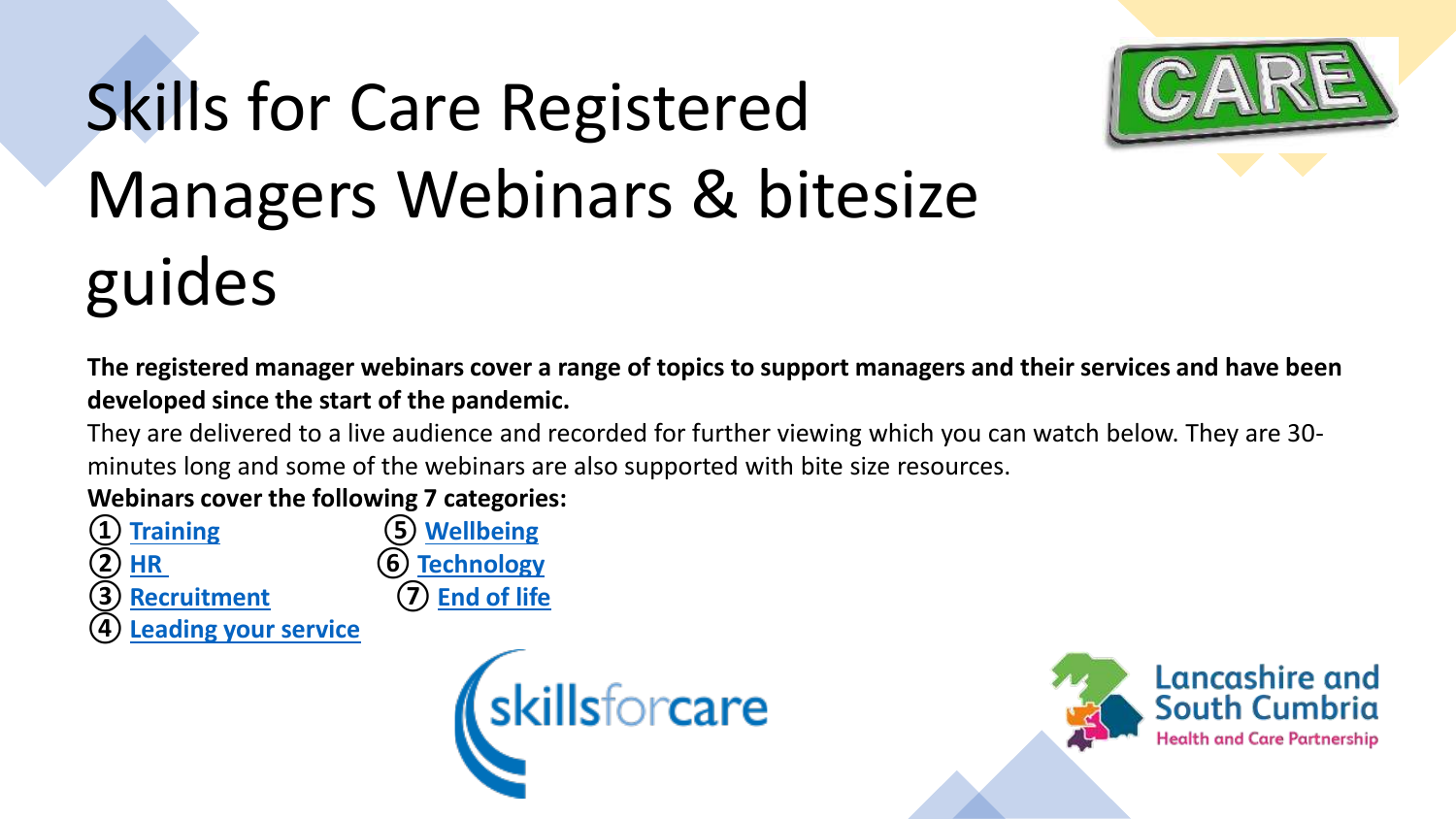# Skills for Care Registered Managers Webinars & bitesize guides

**The registered manager webinars cover a range of topics to support managers and their services and have been developed since the start of the pandemic.**

They are delivered to a live audience and recorded for further viewing which you can watch below. They are 30-minutes long and some of the webinars are also supported with bite size resources.

**Webinars cover the following 7 categories:**

1. Training
2. HR
3. Recruitment
4. Leading your service
5. Wellbeing
6. Technology
7. End of life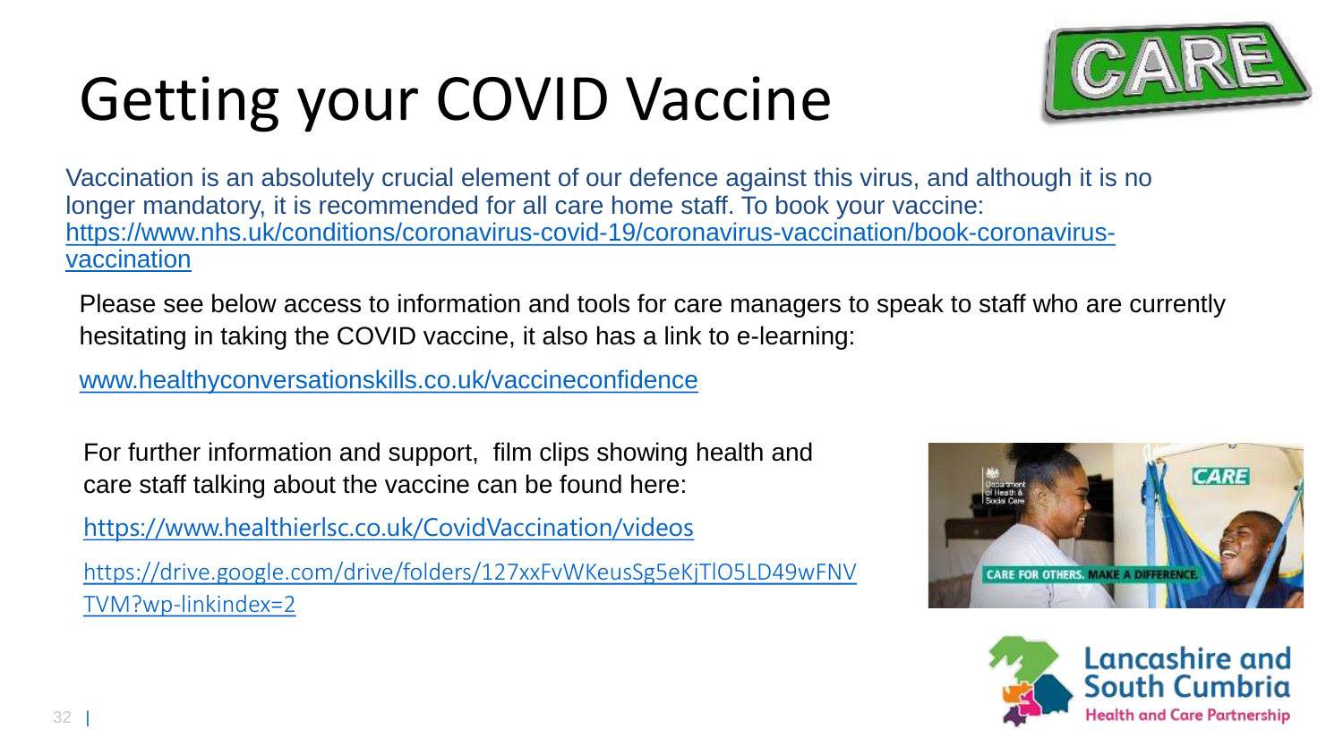# Getting your COVID Vaccine

Vaccination is an absolutely crucial element of our defence against this virus, and although it is no longer mandatory, it is recommended for all care home staff. To book your vaccine: https://www.nhs.uk/conditions/coronavirus-covid-19/coronavirus-vaccination/book-coronavirus-vaccination

Please see below access to information and tools for care managers to speak to staff who are currently hesitating in taking the COVID vaccine, it also has a link to e-learning:

www.healthyconversationskills.co.uk/vaccineconfidence

For further information and support, film clips showing health and care staff talking about the vaccine can be found here:

https://www.healthierlsc.co.uk/CovidVaccination/videos

https://drive.google.com/drive/folders/127xxFvWKeusSg5eKjTlO5LD49wFNVTVM?wp-linkindex=2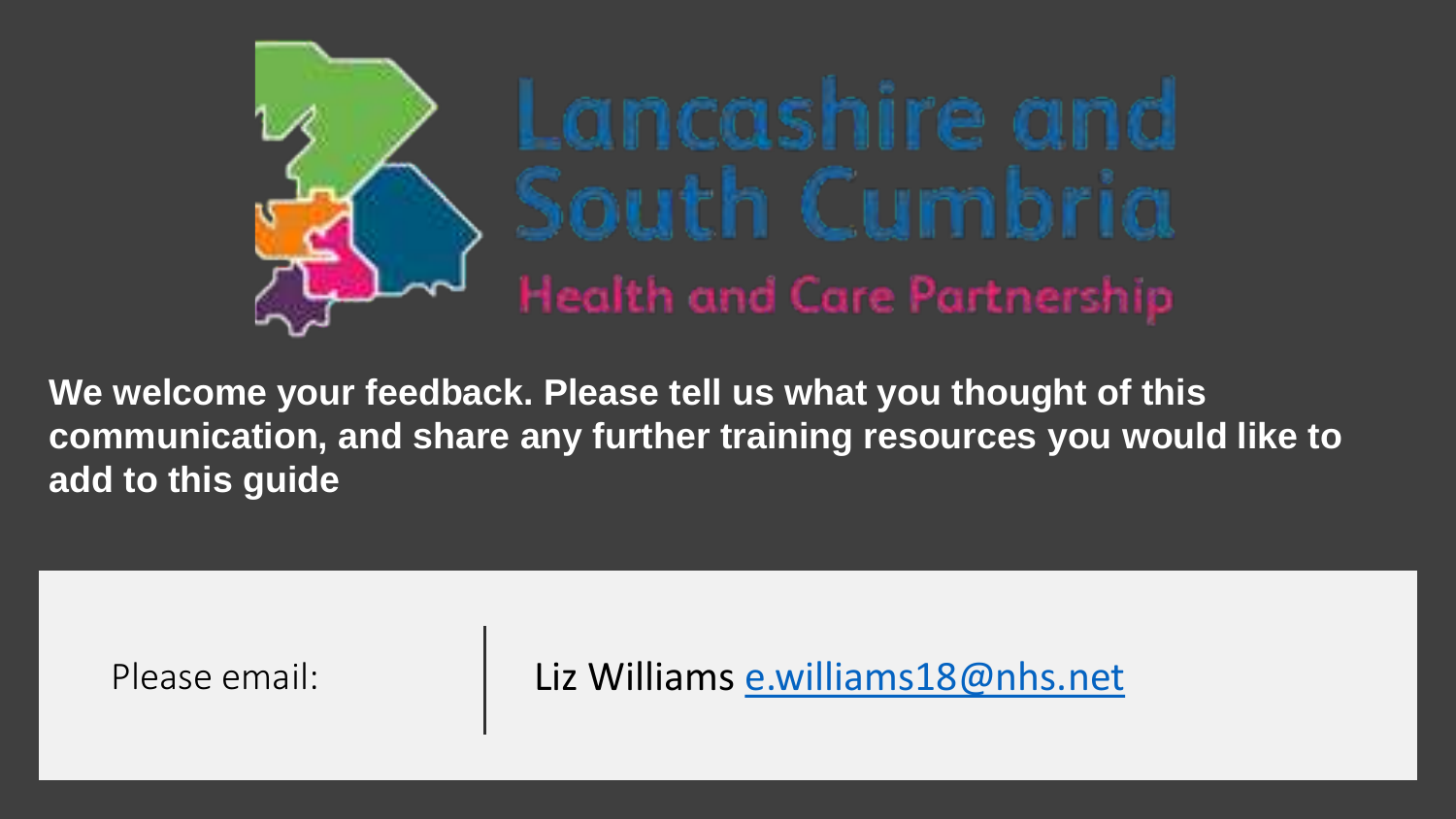Lancashire and South Cumbria

Health and Care Partnership

**We welcome your feedback. Please tell us what you thought of this communication, and share any further training resources you would like to add to this guide**

| Please email: | Liz Williams [e.williams18@nhs.net](mailto:e.williams18@nhs.net) |
| --- | --- |